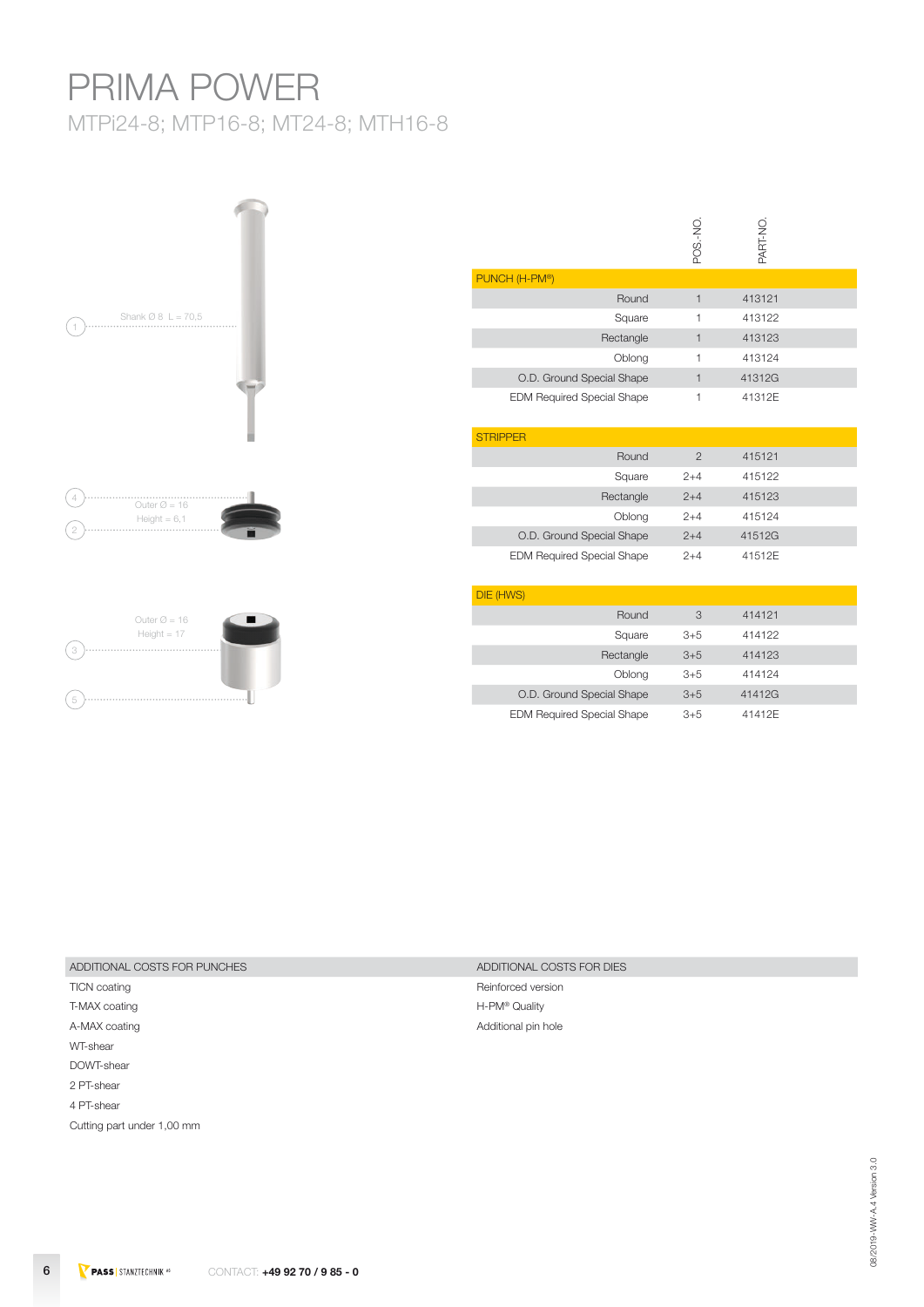# PRIMA POWER

## MTPi24-8; MTP16-8; MT24-8; MTH16-8

1 — Shank Ø 8 L = 70,5

4 — Outer Ø = 16
2 — Height = 6,1

Outer Ø = 16
Height = 17
3
5

| | POS.-NO. | PART-NO. |
|---|---|---|
| **PUNCH (H-PM®)** | | |
| Round | 1 | 413121 |
| Square | 1 | 413122 |
| Rectangle | 1 | 413123 |
| Oblong | 1 | 413124 |
| O.D. Ground Special Shape | 1 | 41312G |
| EDM Required Special Shape | 1 | 41312E |
| **STRIPPER** | | |
| Round | 2 | 415121 |
| Square | 2+4 | 415122 |
| Rectangle | 2+4 | 415123 |
| Oblong | 2+4 | 415124 |
| O.D. Ground Special Shape | 2+4 | 41512G |
| EDM Required Special Shape | 2+4 | 41512E |
| **DIE (HWS)** | | |
| Round | 3 | 414121 |
| Square | 3+5 | 414122 |
| Rectangle | 3+5 | 414123 |
| Oblong | 3+5 | 414124 |
| O.D. Ground Special Shape | 3+5 | 41412G |
| EDM Required Special Shape | 3+5 | 41412E |

| ADDITIONAL COSTS FOR PUNCHES | ADDITIONAL COSTS FOR DIES |
|---|---|
| TICN coating | Reinforced version |
| T-MAX coating | H-PM® Quality |
| A-MAX coating | Additional pin hole |
| WT-shear | |
| DOWT-shear | |
| 2 PT-shear | |
| 4 PT-shear | |
| Cutting part under 1,00 mm | |

PASS | STANZTECHNIK — CONTACT: **+49 92 70 / 9 85 - 0**

08/2019-WW-A.4 Version 3.0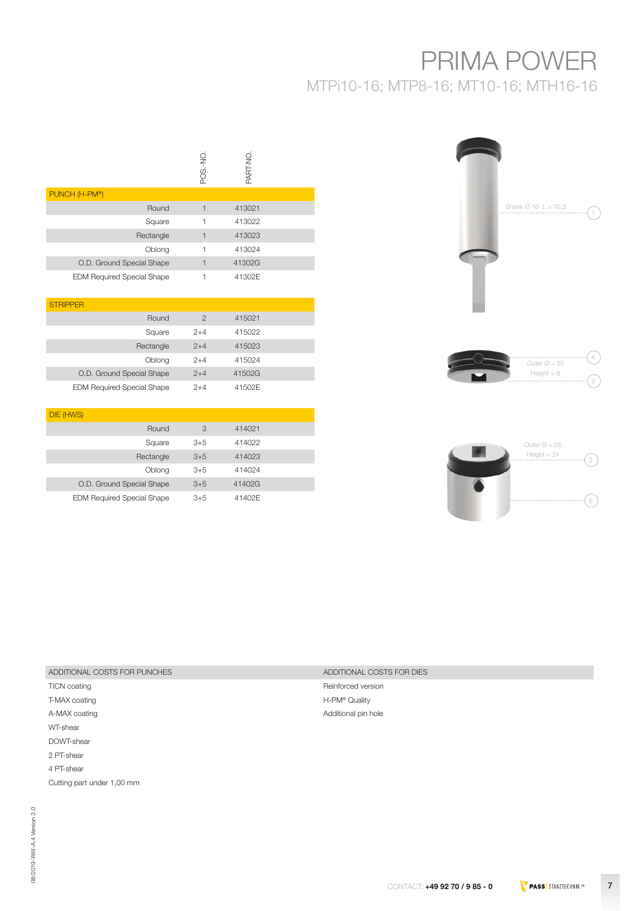# PRIMA POWER

## MTPi10-16; MTP8-16; MT10-16; MTH16-16

| | POS.-NO. | PART-NO. |
|---|---|---|
| **PUNCH (H-PM®)** | | |
| Round | 1 | 413021 |
| Square | 1 | 413022 |
| Rectangle | 1 | 413023 |
| Oblong | 1 | 413024 |
| O.D. Ground Special Shape | 1 | 41302G |
| EDM Required Special Shape | 1 | 41302E |
| **STRIPPER** | | |
| Round | 2 | 415021 |
| Square | 2+4 | 415022 |
| Rectangle | 2+4 | 415023 |
| Oblong | 2+4 | 415024 |
| O.D. Ground Special Shape | 2+4 | 41502G |
| EDM Required Special Shape | 2+4 | 41502E |
| **DIE (HWS)** | | |
| Round | 3 | 414021 |
| Square | 3+5 | 414022 |
| Rectangle | 3+5 | 414023 |
| Oblong | 3+5 | 414024 |
| O.D. Ground Special Shape | 3+5 | 41402G |
| EDM Required Special Shape | 3+5 | 41402E |

Shank Ø 16 L = 70,5 (1)

Outer Ø = 25, Height = 8 (4) (2)

Outer Ø = 25, Height = 24 (3) (5)

| ADDITIONAL COSTS FOR PUNCHES |
|---|
| TICN coating |
| T-MAX coating |
| A-MAX coating |
| WT-shear |
| DOWT-shear |
| 2 PT-shear |
| 4 PT-shear |
| Cutting part under 1,00 mm |

| ADDITIONAL COSTS FOR DIES |
|---|
| Reinforced version |
| H-PM® Quality |
| Additional pin hole |

CONTACT: **+49 92 70 / 9 85 - 0**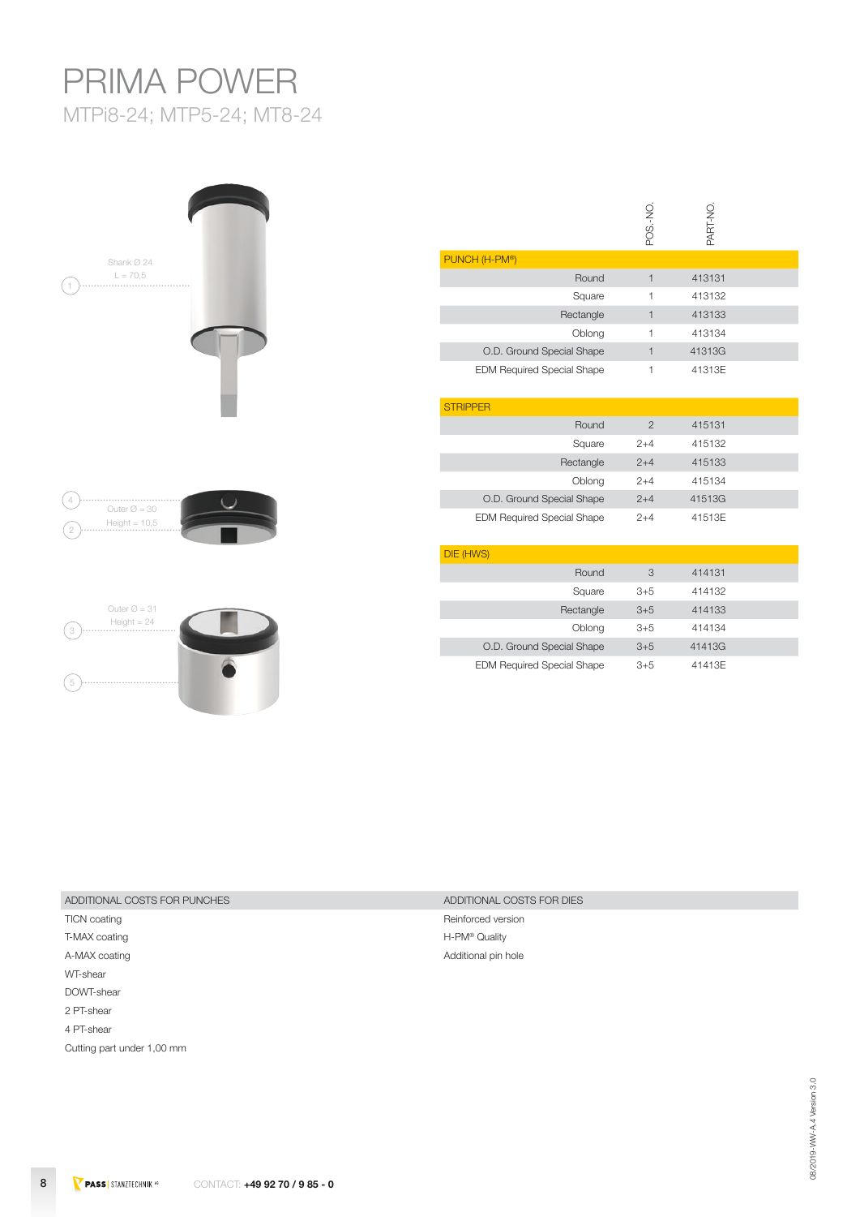# PRIMA POWER

## MTPi8-24; MTP5-24; MT8-24

Shank Ø 24
L = 70,5

Outer Ø = 30
Height = 10,5

Outer Ø = 31
Height = 24

| | POS.-NO. | PART-NO. |
|---|---|---|
| **PUNCH (H-PM®)** | | |
| Round | 1 | 413131 |
| Square | 1 | 413132 |
| Rectangle | 1 | 413133 |
| Oblong | 1 | 413134 |
| O.D. Ground Special Shape | 1 | 41313G |
| EDM Required Special Shape | 1 | 41313E |
| **STRIPPER** | | |
| Round | 2 | 415131 |
| Square | 2+4 | 415132 |
| Rectangle | 2+4 | 415133 |
| Oblong | 2+4 | 415134 |
| O.D. Ground Special Shape | 2+4 | 41513G |
| EDM Required Special Shape | 2+4 | 41513E |
| **DIE (HWS)** | | |
| Round | 3 | 414131 |
| Square | 3+5 | 414132 |
| Rectangle | 3+5 | 414133 |
| Oblong | 3+5 | 414134 |
| O.D. Ground Special Shape | 3+5 | 41413G |
| EDM Required Special Shape | 3+5 | 41413E |

| ADDITIONAL COSTS FOR PUNCHES |
|---|
| TICN coating |
| T-MAX coating |
| A-MAX coating |
| WT-shear |
| DOWT-shear |
| 2 PT-shear |
| 4 PT-shear |
| Cutting part under 1,00 mm |

| ADDITIONAL COSTS FOR DIES |
|---|
| Reinforced version |
| H-PM® Quality |
| Additional pin hole |

CONTACT: **+49 92 70 / 9 85 - 0**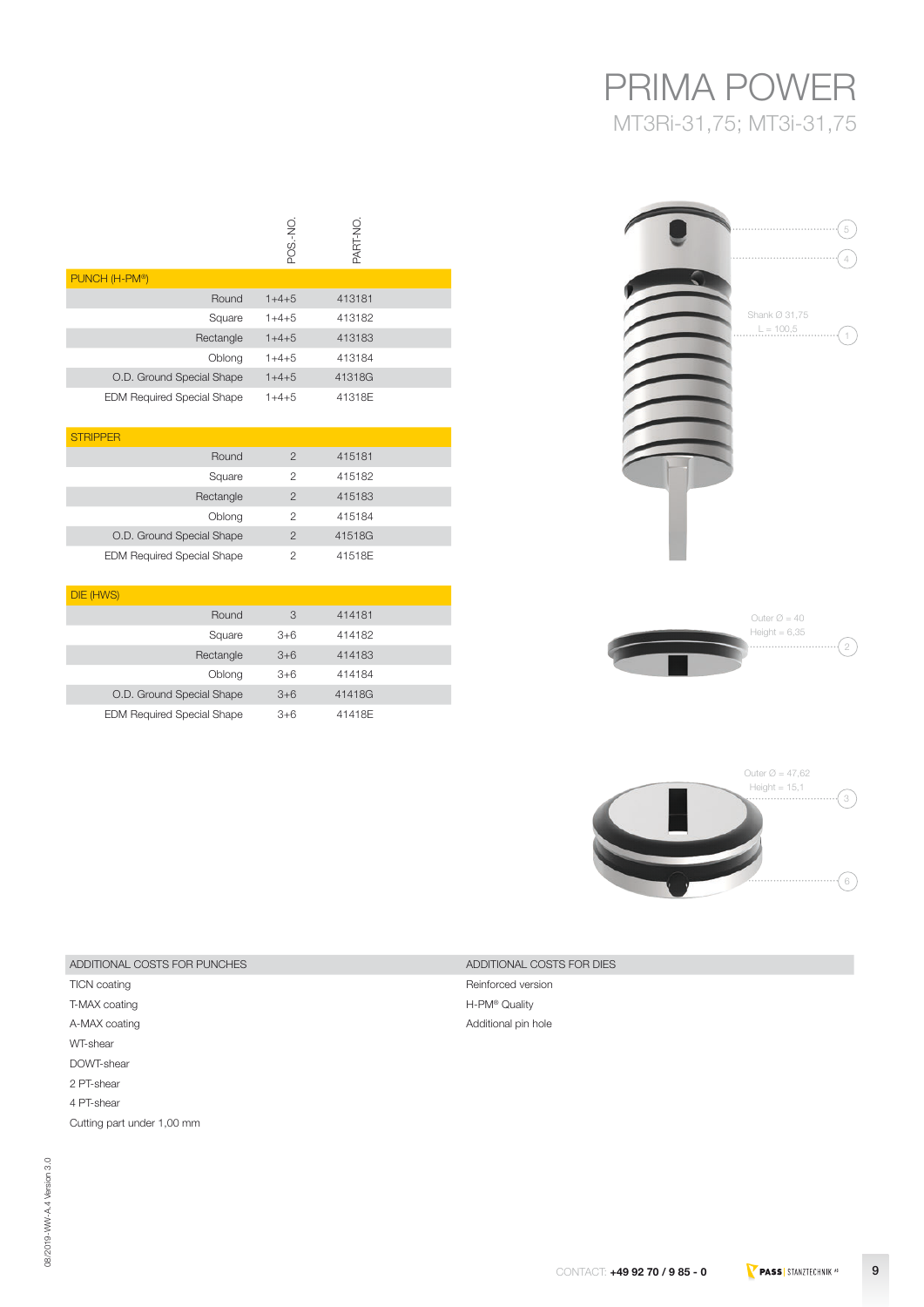# PRIMA POWER

## MT3Ri-31,75; MT3i-31,75

| | POS.-NO. | PART-NO. |
|---|---|---|
| **PUNCH (H-PM®)** | | |
| Round | 1+4+5 | 413181 |
| Square | 1+4+5 | 413182 |
| Rectangle | 1+4+5 | 413183 |
| Oblong | 1+4+5 | 413184 |
| O.D. Ground Special Shape | 1+4+5 | 41318G |
| EDM Required Special Shape | 1+4+5 | 41318E |
| **STRIPPER** | | |
| Round | 2 | 415181 |
| Square | 2 | 415182 |
| Rectangle | 2 | 415183 |
| Oblong | 2 | 415184 |
| O.D. Ground Special Shape | 2 | 41518G |
| EDM Required Special Shape | 2 | 41518E |
| **DIE (HWS)** | | |
| Round | 3 | 414181 |
| Square | 3+6 | 414182 |
| Rectangle | 3+6 | 414183 |
| Oblong | 3+6 | 414184 |
| O.D. Ground Special Shape | 3+6 | 41418G |
| EDM Required Special Shape | 3+6 | 41418E |

Shank Ø 31,75
L = 100,5
(1)

(4)

(5)

Outer Ø = 40
Height = 6,35
(2)

Outer Ø = 47,62
Height = 15,1
(3)

(6)

| ADDITIONAL COSTS FOR PUNCHES |
|---|
| TICN coating |
| T-MAX coating |
| A-MAX coating |
| WT-shear |
| DOWT-shear |
| 2 PT-shear |
| 4 PT-shear |
| Cutting part under 1,00 mm |

| ADDITIONAL COSTS FOR DIES |
|---|
| Reinforced version |
| H-PM® Quality |
| Additional pin hole |

08/2019 -WW-A.4 Version 3.0

CONTACT: **+49 92 70 / 9 85 - 0**

PASS | STANZTECHNIK AG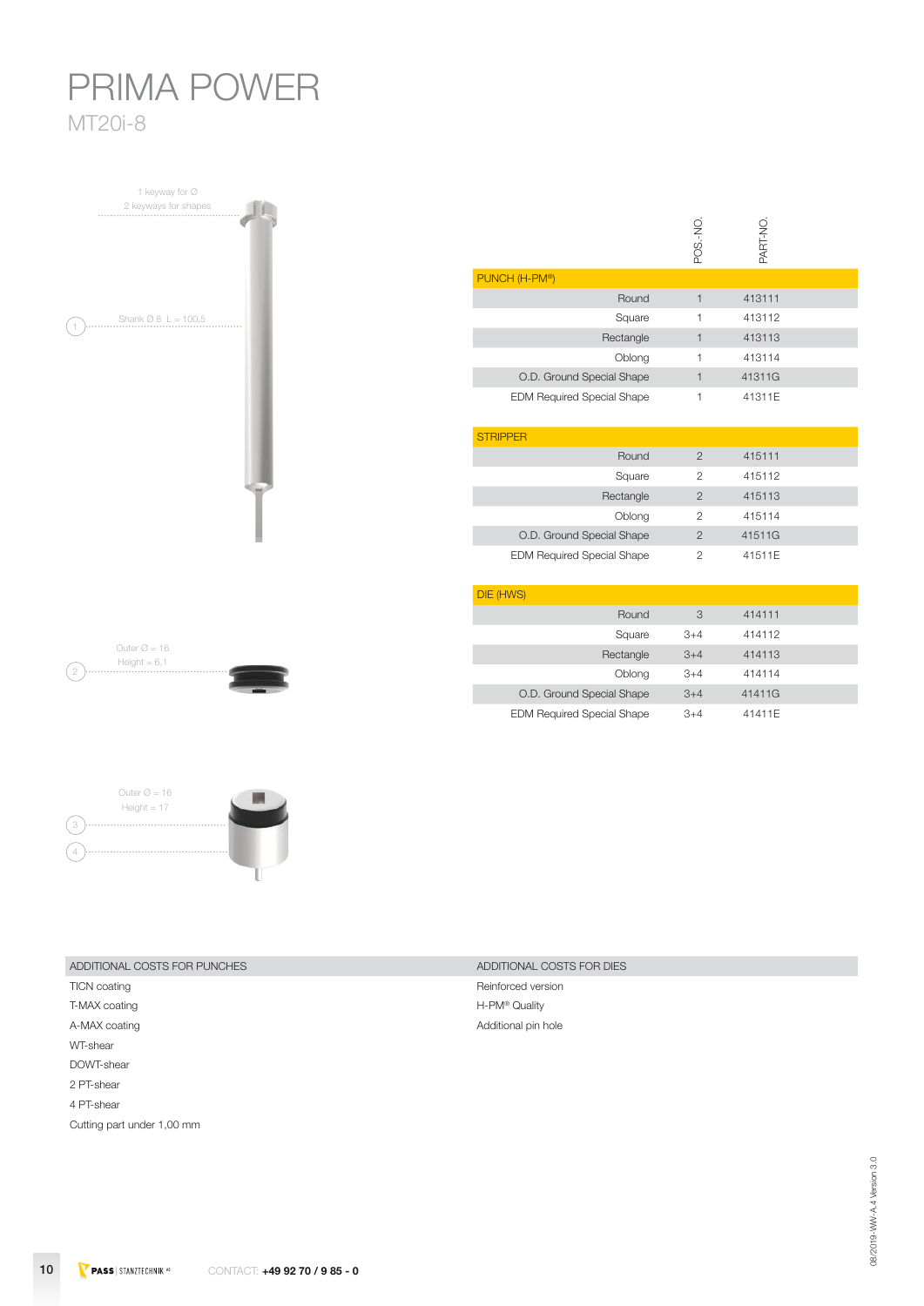# PRIMA POWER

## MT20i-8

1 keyway for Ø
2 keyways for shapes

1 Shank Ø 8 L = 100,5

2 Outer Ø = 16
Height = 6,1

3
4 Outer Ø = 16
Height = 17

| | POS.-NO. | PART-NO. |
|---|---|---|
| **PUNCH (H-PM®)** | | |
| Round | 1 | 413111 |
| Square | 1 | 413112 |
| Rectangle | 1 | 413113 |
| Oblong | 1 | 413114 |
| O.D. Ground Special Shape | 1 | 41311G |
| EDM Required Special Shape | 1 | 41311E |
| **STRIPPER** | | |
| Round | 2 | 415111 |
| Square | 2 | 415112 |
| Rectangle | 2 | 415113 |
| Oblong | 2 | 415114 |
| O.D. Ground Special Shape | 2 | 41511G |
| EDM Required Special Shape | 2 | 41511E |
| **DIE (HWS)** | | |
| Round | 3 | 414111 |
| Square | 3+4 | 414112 |
| Rectangle | 3+4 | 414113 |
| Oblong | 3+4 | 414114 |
| O.D. Ground Special Shape | 3+4 | 41411G |
| EDM Required Special Shape | 3+4 | 41411E |

| ADDITIONAL COSTS FOR PUNCHES | ADDITIONAL COSTS FOR DIES |
|---|---|
| TICN coating | Reinforced version |
| T-MAX coating | H-PM® Quality |
| A-MAX coating | Additional pin hole |
| WT-shear | |
| DOWT-shear | |
| 2 PT-shear | |
| 4 PT-shear | |
| Cutting part under 1,00 mm | |

PASS | STANZTECHNIK CONTACT: **+49 92 70 / 9 85 - 0**

08/2019-WW-A.4 Version 3.0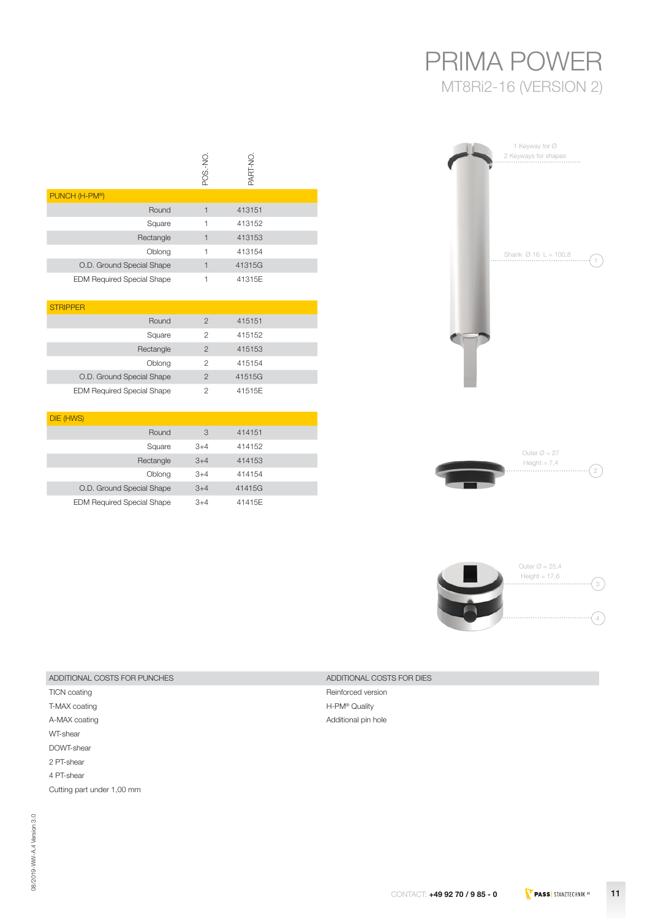# PRIMA POWER

## MT8Ri2-16 (VERSION 2)

| | POS.-NO. | PART-NO. |
|---|---|---|
| **PUNCH (H-PM®)** | | |
| Round | 1 | 413151 |
| Square | 1 | 413152 |
| Rectangle | 1 | 413153 |
| Oblong | 1 | 413154 |
| O.D. Ground Special Shape | 1 | 41315G |
| EDM Required Special Shape | 1 | 41315E |
| **STRIPPER** | | |
| Round | 2 | 415151 |
| Square | 2 | 415152 |
| Rectangle | 2 | 415153 |
| Oblong | 2 | 415154 |
| O.D. Ground Special Shape | 2 | 41515G |
| EDM Required Special Shape | 2 | 41515E |
| **DIE (HWS)** | | |
| Round | 3 | 414151 |
| Square | 3+4 | 414152 |
| Rectangle | 3+4 | 414153 |
| Oblong | 3+4 | 414154 |
| O.D. Ground Special Shape | 3+4 | 41415G |
| EDM Required Special Shape | 3+4 | 41415E |

1 Keyway for Ø
2 Keyways for shapes

Shank Ø 16 L = 100,8 — 1

Outer Ø = 27
Height = 7,4 — 2

Outer Ø = 25,4
Height = 17,6 — 3

4

| ADDITIONAL COSTS FOR PUNCHES |
|---|
| TICN coating |
| T-MAX coating |
| A-MAX coating |
| WT-shear |
| DOWT-shear |
| 2 PT-shear |
| 4 PT-shear |
| Cutting part under 1,00 mm |

| ADDITIONAL COSTS FOR DIES |
|---|
| Reinforced version |
| H-PM® Quality |
| Additional pin hole |

CONTACT: **+49 92 70 / 9 85 - 0**